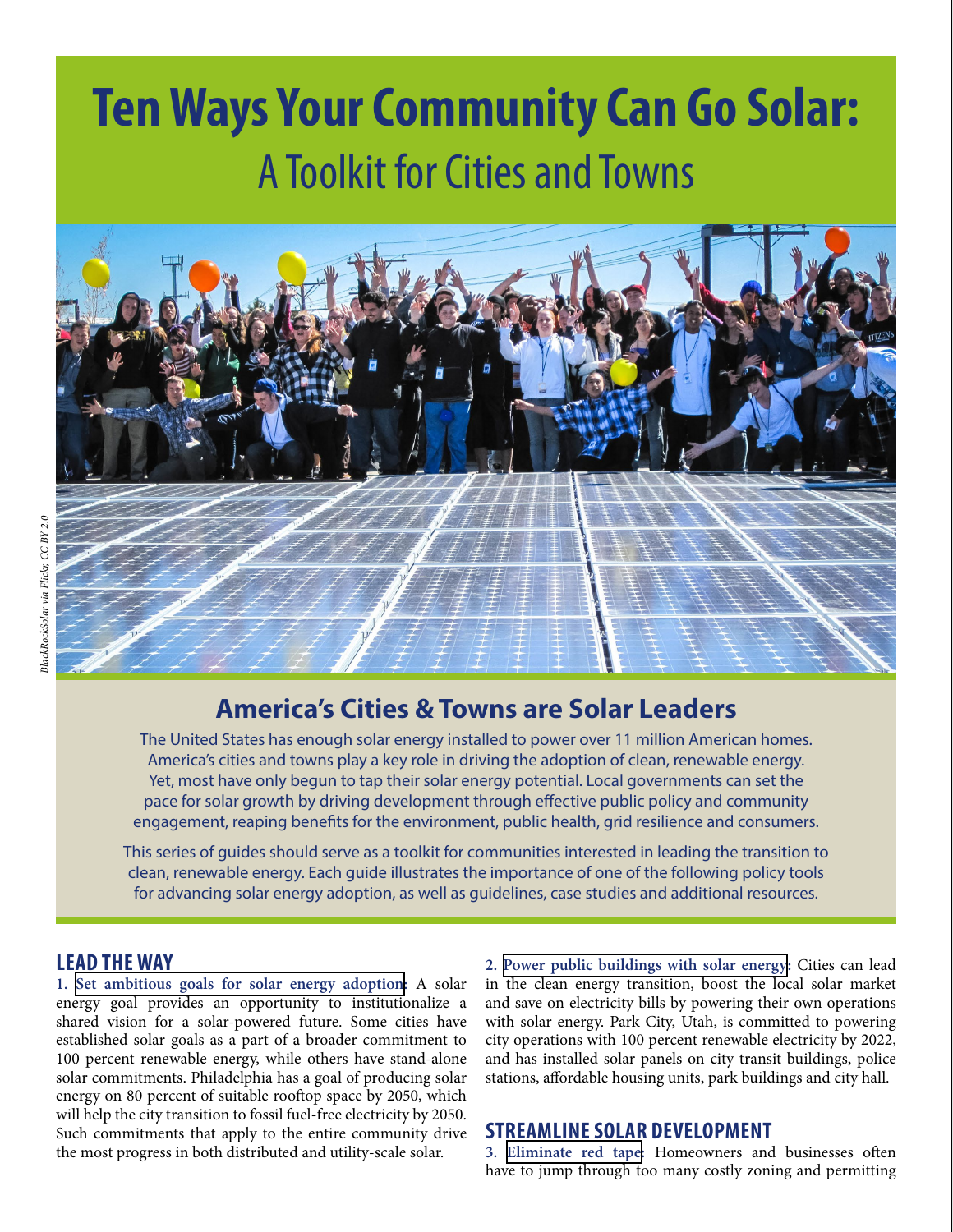# Ten Ways Your Community Can Go Solar:

A Toolkit for Cities and Towns

*BlackRockSolar via Flickr, CC BY 2.0*

## America's Cities & Towns are Solar Leaders

The United States has enough solar energy installed to power over 11 million American homes. America's cities and towns play a key role in driving the adoption of clean, renewable energy. Yet, most have only begun to tap their solar energy potential. Local governments can set the pace for solar growth by driving development through effective public policy and community engagement, reaping benefits for the environment, public health, grid resilience and consumers.

This series of guides should serve as a toolkit for communities interested in leading the transition to clean, renewable energy. Each guide illustrates the importance of one of the following policy tools for advancing solar energy adoption, as well as guidelines, case studies and additional resources.

## LEAD THE WAY

**1. Set ambitious goals for solar energy adoption**: A solar energy goal provides an opportunity to institutionalize a shared vision for a solar-powered future. Some cities have established solar goals as a part of a broader commitment to 100 percent renewable energy, while others have stand-alone solar commitments. Philadelphia has a goal of producing solar energy on 80 percent of suitable rooftop space by 2050, which will help the city transition to fossil fuel-free electricity by 2050. Such commitments that apply to the entire community drive the most progress in both distributed and utility-scale solar.

**2. Power public buildings with solar energy**: Cities can lead in the clean energy transition, boost the local solar market and save on electricity bills by powering their own operations with solar energy. Park City, Utah, is committed to powering city operations with 100 percent renewable electricity by 2022, and has installed solar panels on city transit buildings, police stations, affordable housing units, park buildings and city hall.

## STREAMLINE SOLAR DEVELOPMENT

**3. Eliminate red tape**: Homeowners and businesses often have to jump through too many costly zoning and permitting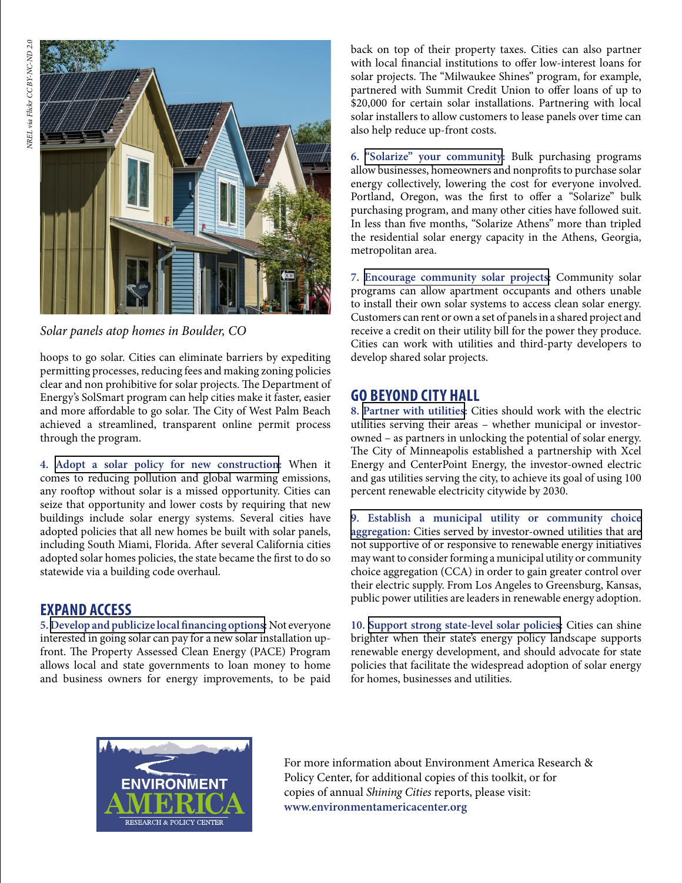*NREL via Flickr CC BY-NC-ND 2.0*

*Solar panels atop homes in Boulder, CO*

hoops to go solar. Cities can eliminate barriers by expediting permitting processes, reducing fees and making zoning policies clear and non prohibitive for solar projects. The Department of Energy's SolSmart program can help cities make it faster, easier and more affordable to go solar. The City of West Palm Beach achieved a streamlined, transparent online permit process through the program.

**4. Adopt a solar policy for new construction:** When it comes to reducing pollution and global warming emissions, any rooftop without solar is a missed opportunity. Cities can seize that opportunity and lower costs by requiring that new buildings include solar energy systems. Several cities have adopted policies that all new homes be built with solar panels, including South Miami, Florida. After several California cities adopted solar homes policies, the state became the first to do so statewide via a building code overhaul.

## EXPAND ACCESS

**5. Develop and publicize local financing options:** Not everyone interested in going solar can pay for a new solar installation up-front. The Property Assessed Clean Energy (PACE) Program allows local and state governments to loan money to home and business owners for energy improvements, to be paid back on top of their property taxes. Cities can also partner with local financial institutions to offer low-interest loans for solar projects. The "Milwaukee Shines" program, for example, partnered with Summit Credit Union to offer loans of up to $20,000 for certain solar installations. Partnering with local solar installers to allow customers to lease panels over time can also help reduce up-front costs.

**6. "Solarize" your community:** Bulk purchasing programs allow businesses, homeowners and nonprofits to purchase solar energy collectively, lowering the cost for everyone involved. Portland, Oregon, was the first to offer a "Solarize" bulk purchasing program, and many other cities have followed suit. In less than five months, "Solarize Athens" more than tripled the residential solar energy capacity in the Athens, Georgia, metropolitan area.

**7. Encourage community solar projects:** Community solar programs can allow apartment occupants and others unable to install their own solar systems to access clean solar energy. Customers can rent or own a set of panels in a shared project and receive a credit on their utility bill for the power they produce. Cities can work with utilities and third-party developers to develop shared solar projects.

## GO BEYOND CITY HALL

**8. Partner with utilities:** Cities should work with the electric utilities serving their areas – whether municipal or investor-owned – as partners in unlocking the potential of solar energy. The City of Minneapolis established a partnership with Xcel Energy and CenterPoint Energy, the investor-owned electric and gas utilities serving the city, to achieve its goal of using 100 percent renewable electricity citywide by 2030.

**9. Establish a municipal utility or community choice aggregation:** Cities served by investor-owned utilities that are not supportive of or responsive to renewable energy initiatives may want to consider forming a municipal utility or community choice aggregation (CCA) in order to gain greater control over their electric supply. From Los Angeles to Greensburg, Kansas, public power utilities are leaders in renewable energy adoption.

**10. Support strong state-level solar policies:** Cities can shine brighter when their state's energy policy landscape supports renewable energy development, and should advocate for state policies that facilitate the widespread adoption of solar energy for homes, businesses and utilities.

ENVIRONMENT AMERICA RESEARCH & POLICY CENTER

For more information about Environment America Research & Policy Center, for additional copies of this toolkit, or for copies of annual *Shining Cities* reports, please visit: **www.environmentamericacenter.org**